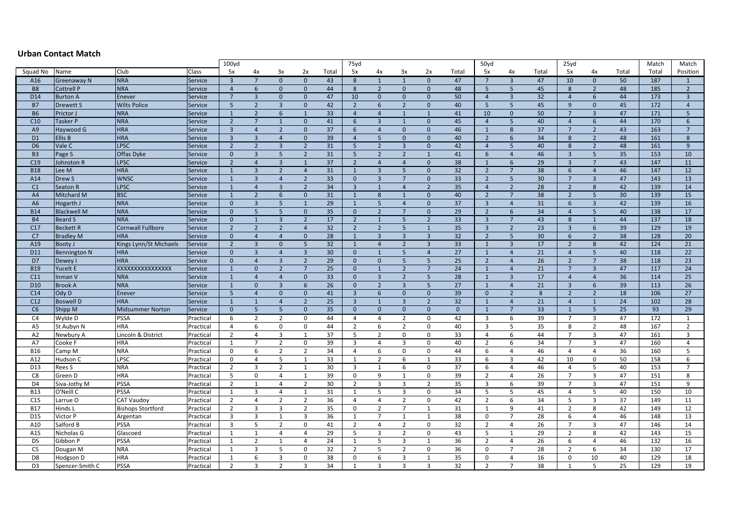## Urban Contact Match

| | | | | 100yd | | | | | 75yd | | | | | 50yd | | | 25yd | | | Match | Match |
|---|---|---|---|---|---|---|---|---|---|---|---|---|---|---|---|---|---|---|---|---|---|
| Squad No | Name | Club | Class | 5x | 4x | 3x | 2x | Total | 5x | 4x | 3x | 2x | Total | 5x | 4x | Total | 5x | 4x | Total | Total | Position |
| A16 | Greenaway N | NRA | Service | 3 | 7 | 0 | 0 | 43 | 8 | 1 | 1 | 0 | 47 | 7 | 3 | 47 | 10 | 0 | 50 | 187 | 1 |
| B8 | Cottrell P | NRA | Service | 4 | 6 | 0 | 0 | 44 | 8 | 2 | 0 | 0 | 48 | 5 | 5 | 45 | 8 | 2 | 48 | 185 | 2 |
| D14 | Burton A | Enever | Service | 7 | 3 | 0 | 0 | 47 | 10 | 0 | 0 | 0 | 50 | 4 | 3 | 32 | 4 | 6 | 44 | 173 | 3 |
| B7 | Drewett S | Wilts Police | Service | 5 | 2 | 3 | 0 | 42 | 2 | 6 | 2 | 0 | 40 | 5 | 5 | 45 | 9 | 0 | 45 | 172 | 4 |
| B6 | Prictor J | NRA | Service | 1 | 2 | 6 | 1 | 33 | 4 | 4 | 1 | 1 | 41 | 10 | 0 | 50 | 7 | 3 | 47 | 171 | 5 |
| C10 | Tasker P | NRA | Service | 2 | 7 | 1 | 0 | 41 | 6 | 3 | 1 | 0 | 45 | 4 | 5 | 40 | 4 | 6 | 44 | 170 | 6 |
| A9 | Haywood G | HRA | Service | 3 | 4 | 2 | 0 | 37 | 6 | 4 | 0 | 0 | 46 | 1 | 8 | 37 | 7 | 2 | 43 | 163 | 7 |
| D1 | Ellis B | HRA | Service | 3 | 3 | 4 | 0 | 39 | 4 | 5 | 0 | 0 | 40 | 2 | 6 | 34 | 8 | 2 | 48 | 161 | 8 |
| D6 | Vale C | LPSC | Service | 2 | 2 | 3 | 2 | 31 | 5 | 2 | 3 | 0 | 42 | 4 | 5 | 40 | 8 | 2 | 48 | 161 | 9 |
| B3 | Page S | Offas Dyke | Service | 0 | 3 | 5 | 2 | 31 | 5 | 2 | 2 | 1 | 41 | 6 | 4 | 46 | 3 | 5 | 35 | 153 | 10 |
| C19 | Johnston R | LPSC | Service | 2 | 4 | 3 | 1 | 37 | 2 | 4 | 4 | 0 | 38 | 1 | 6 | 29 | 3 | 7 | 43 | 147 | 11 |
| B18 | Lee M | HRA | Service | 1 | 3 | 2 | 4 | 31 | 1 | 3 | 5 | 0 | 32 | 2 | 7 | 38 | 6 | 4 | 46 | 147 | 12 |
| A14 | Drew S | WNSC | Service | 1 | 3 | 4 | 2 | 33 | 0 | 3 | 7 | 0 | 33 | 2 | 5 | 30 | 7 | 3 | 47 | 143 | 13 |
| C1 | Seaton R | LPSC | Service | 1 | 4 | 3 | 2 | 34 | 3 | 1 | 4 | 2 | 35 | 4 | 2 | 28 | 2 | 8 | 42 | 139 | 14 |
| A4 | Mitchard M | BSC | Service | 1 | 2 | 6 | 0 | 31 | 1 | 8 | 1 | 0 | 40 | 2 | 7 | 38 | 2 | 5 | 30 | 139 | 15 |
| A6 | Hogarth J | NRA | Service | 0 | 3 | 5 | 1 | 29 | 1 | 5 | 4 | 0 | 37 | 3 | 4 | 31 | 6 | 3 | 42 | 139 | 16 |
| B14 | Blackwell M | NRA | Service | 0 | 5 | 5 | 0 | 35 | 0 | 2 | 7 | 0 | 29 | 2 | 6 | 34 | 4 | 5 | 40 | 138 | 17 |
| B4 | Beard S | NRA | Service | 0 | 1 | 3 | 2 | 17 | 2 | 1 | 5 | 2 | 33 | 3 | 7 | 43 | 8 | 1 | 44 | 137 | 18 |
| C17 | Beckett R | Cornwall Fullbore | Service | 2 | 2 | 2 | 4 | 32 | 2 | 2 | 5 | 1 | 35 | 3 | 2 | 23 | 3 | 6 | 39 | 129 | 19 |
| C7 | Bradley M | HRA | Service | 0 | 4 | 4 | 0 | 28 | 1 | 3 | 3 | 3 | 32 | 2 | 5 | 30 | 6 | 2 | 38 | 128 | 20 |
| A19 | Booty J | Kings Lynn/St Michaels | Service | 2 | 3 | 0 | 5 | 32 | 1 | 4 | 2 | 3 | 33 | 1 | 3 | 17 | 2 | 8 | 42 | 124 | 21 |
| D11 | Bennington N | HRA | Service | 0 | 3 | 4 | 3 | 30 | 0 | 1 | 5 | 4 | 27 | 1 | 4 | 21 | 4 | 5 | 40 | 118 | 22 |
| D7 | Dewey I | HRA | Service | 0 | 4 | 3 | 2 | 29 | 0 | 0 | 5 | 5 | 25 | 2 | 4 | 26 | 2 | 7 | 38 | 118 | 23 |
| B19 | Yucelt E | XXXXXXXXXXXXXXX | Service | 1 | 0 | 2 | 7 | 25 | 0 | 1 | 2 | 7 | 24 | 1 | 4 | 21 | 7 | 3 | 47 | 117 | 24 |
| C11 | Inman V | NRA | Service | 1 | 4 | 4 | 0 | 33 | 0 | 3 | 2 | 5 | 28 | 1 | 3 | 17 | 4 | 4 | 36 | 114 | 25 |
| D10 | Brook A | NRA | Service | 1 | 0 | 3 | 6 | 26 | 0 | 2 | 3 | 5 | 27 | 1 | 4 | 21 | 3 | 6 | 39 | 113 | 26 |
| C14 | Ody D | Enever | Service | 5 | 4 | 0 | 0 | 41 | 3 | 6 | 0 | 0 | 39 | 0 | 2 | 8 | 2 | 2 | 18 | 106 | 27 |
| C12 | Boswell D | HRA | Service | 1 | 1 | 4 | 2 | 25 | 3 | 1 | 3 | 2 | 32 | 1 | 4 | 21 | 4 | 1 | 24 | 102 | 28 |
| C6 | Shipp M | Midsummer Norton | Service | 0 | 5 | 5 | 0 | 35 | 0 | 0 | 0 | 0 | 0 | 1 | 7 | 33 | 1 | 5 | 25 | 93 | 29 |
| C4 | Wylde D | PSSA | Practical | 6 | 2 | 2 | 0 | 44 | 4 | 4 | 2 | 0 | 42 | 3 | 6 | 39 | 7 | 3 | 47 | 172 | 1 |
| A5 | St Aubyn N | HRA | Practical | 4 | 6 | 0 | 0 | 44 | 2 | 6 | 2 | 0 | 40 | 3 | 5 | 35 | 8 | 2 | 48 | 167 | 2 |
| A2 | Newbury A | Lincoln & District | Practical | 2 | 4 | 3 | 1 | 37 | 5 | 2 | 0 | 0 | 33 | 4 | 6 | 44 | 7 | 3 | 47 | 161 | 3 |
| A7 | Cooke F | HRA | Practical | 1 | 7 | 2 | 0 | 39 | 3 | 4 | 3 | 0 | 40 | 2 | 6 | 34 | 7 | 3 | 47 | 160 | 4 |
| B16 | Camp M | NRA | Practical | 0 | 6 | 2 | 2 | 34 | 4 | 6 | 0 | 0 | 44 | 6 | 4 | 46 | 4 | 4 | 36 | 160 | 5 |
| A12 | Hudson C | LPSC | Practical | 0 | 4 | 5 | 1 | 33 | 1 | 2 | 6 | 1 | 33 | 6 | 3 | 42 | 10 | 0 | 50 | 158 | 6 |
| D13 | Rees S | NRA | Practical | 2 | 3 | 2 | 1 | 30 | 3 | 1 | 6 | 0 | 37 | 6 | 4 | 46 | 4 | 5 | 40 | 153 | 7 |
| C8 | Green D | HRA | Practical | 5 | 0 | 4 | 1 | 39 | 0 | 9 | 1 | 0 | 39 | 2 | 4 | 26 | 7 | 3 | 47 | 151 | 8 |
| D4 | Siva-Jothy M | PSSA | Practical | 2 | 1 | 4 | 2 | 30 | 2 | 3 | 3 | 2 | 35 | 3 | 6 | 39 | 7 | 3 | 47 | 151 | 9 |
| B13 | O'Neill C | PSSA | Practical | 1 | 3 | 4 | 1 | 31 | 1 | 5 | 3 | 0 | 34 | 5 | 5 | 45 | 4 | 5 | 40 | 150 | 10 |
| C15 | Larrue O | CAT Vaudoy | Practical | 2 | 4 | 2 | 2 | 36 | 4 | 4 | 2 | 0 | 42 | 2 | 6 | 34 | 5 | 3 | 37 | 149 | 11 |
| B17 | Hinds L | Bishops Stortford | Practical | 2 | 3 | 3 | 2 | 35 | 0 | 2 | 7 | 1 | 31 | 1 | 9 | 41 | 2 | 8 | 42 | 149 | 12 |
| D15 | Victor P | Argentan | Practical | 3 | 3 | 1 | 3 | 36 | 1 | 7 | 1 | 1 | 38 | 0 | 7 | 28 | 6 | 4 | 46 | 148 | 13 |
| A10 | Salford B | PSSA | Practical | 3 | 5 | 2 | 0 | 41 | 2 | 4 | 2 | 0 | 32 | 2 | 4 | 26 | 7 | 3 | 47 | 146 | 14 |
| A15 | Nicholas G | Glascoed | Practical | 1 | 1 | 4 | 4 | 29 | 5 | 3 | 2 | 0 | 43 | 5 | 1 | 29 | 2 | 8 | 42 | 143 | 15 |
| D5 | Gibbon P | PSSA | Practical | 1 | 2 | 1 | 4 | 24 | 1 | 5 | 3 | 1 | 36 | 2 | 4 | 26 | 6 | 4 | 46 | 132 | 16 |
| C5 | Dougan M | NRA | Practical | 1 | 3 | 5 | 0 | 32 | 2 | 5 | 2 | 0 | 36 | 0 | 7 | 28 | 2 | 6 | 34 | 130 | 17 |
| D8 | Hodgson D | HRA | Practical | 1 | 6 | 3 | 0 | 38 | 0 | 6 | 3 | 1 | 35 | 0 | 4 | 16 | 0 | 10 | 40 | 129 | 18 |
| D3 | Spencer-Smith C | PSSA | Practical | 2 | 3 | 2 | 3 | 34 | 1 | 3 | 3 | 3 | 32 | 2 | 7 | 38 | 1 | 5 | 25 | 129 | 19 |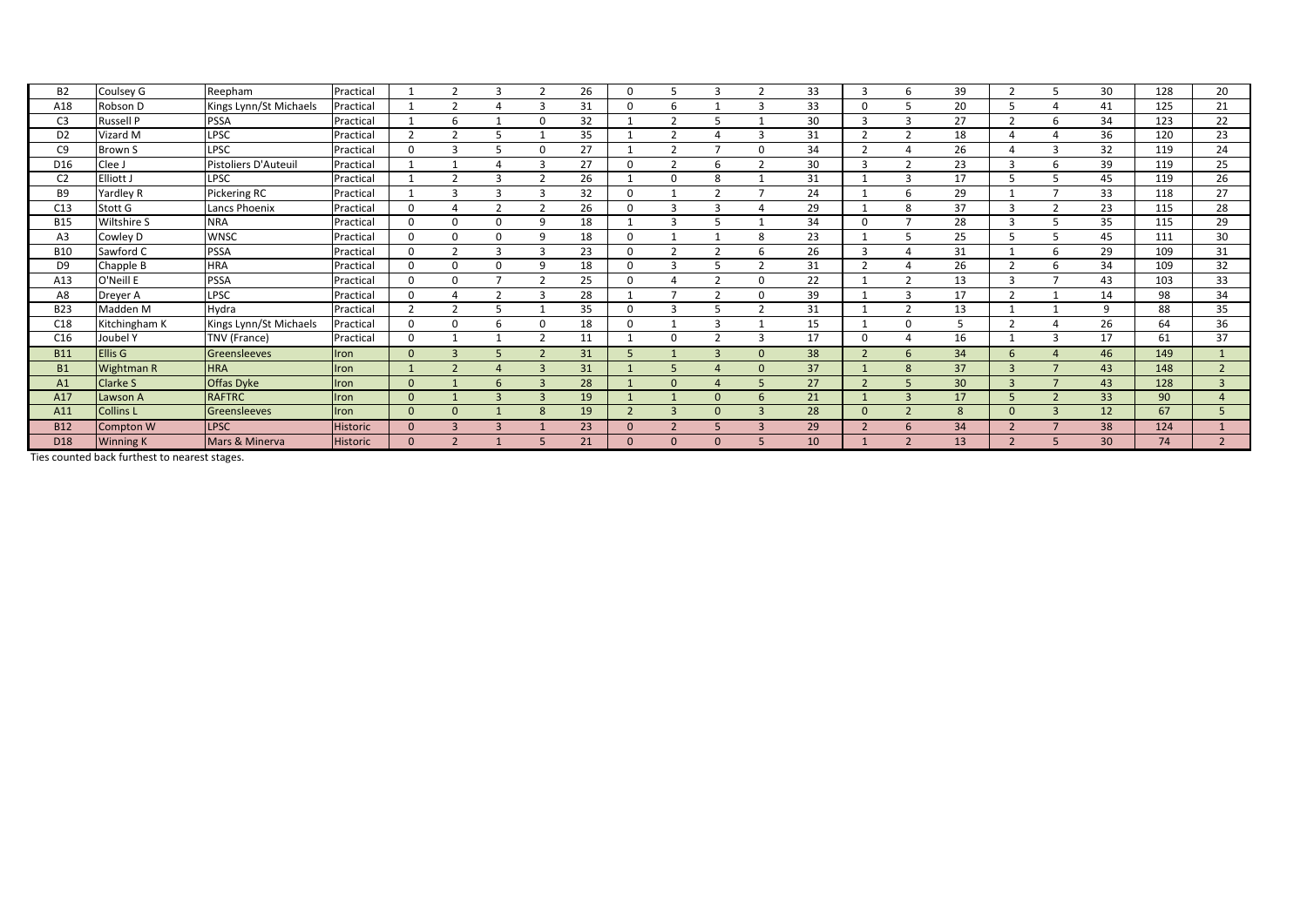| | | | | | | | | | | | | | | | | | | | | | | | |
|---|---|---|---|---|---|---|---|---|---|---|---|---|---|---|---|---|---|---|---|---|---|---|---|
| B2 | Coulsey G | Reepham | Practical | 1 | 2 | 3 | 2 | 26 | 0 | 5 | 3 | 2 | 33 | 3 | 6 | 39 | 2 | 5 | 30 | 128 | 20 |
| A18 | Robson D | Kings Lynn/St Michaels | Practical | 1 | 2 | 4 | 3 | 31 | 0 | 6 | 1 | 3 | 33 | 0 | 5 | 20 | 5 | 4 | 41 | 125 | 21 |
| C3 | Russell P | PSSA | Practical | 1 | 6 | 1 | 0 | 32 | 1 | 2 | 5 | 1 | 30 | 3 | 3 | 27 | 2 | 6 | 34 | 123 | 22 |
| D2 | Vizard M | LPSC | Practical | 2 | 2 | 5 | 1 | 35 | 1 | 2 | 4 | 3 | 31 | 2 | 2 | 18 | 4 | 4 | 36 | 120 | 23 |
| C9 | Brown S | LPSC | Practical | 0 | 3 | 5 | 0 | 27 | 1 | 2 | 7 | 0 | 34 | 2 | 4 | 26 | 4 | 3 | 32 | 119 | 24 |
| D16 | Clee J | Pistoliers D'Auteuil | Practical | 1 | 1 | 4 | 3 | 27 | 0 | 2 | 6 | 2 | 30 | 3 | 2 | 23 | 3 | 6 | 39 | 119 | 25 |
| C2 | Elliott J | LPSC | Practical | 1 | 2 | 3 | 2 | 26 | 1 | 0 | 8 | 1 | 31 | 1 | 3 | 17 | 5 | 5 | 45 | 119 | 26 |
| B9 | Yardley R | Pickering RC | Practical | 1 | 3 | 3 | 3 | 32 | 0 | 1 | 2 | 7 | 24 | 1 | 6 | 29 | 1 | 7 | 33 | 118 | 27 |
| C13 | Stott G | Lancs Phoenix | Practical | 0 | 4 | 2 | 2 | 26 | 0 | 3 | 3 | 4 | 29 | 1 | 8 | 37 | 3 | 2 | 23 | 115 | 28 |
| B15 | Wiltshire S | NRA | Practical | 0 | 0 | 0 | 9 | 18 | 1 | 3 | 5 | 1 | 34 | 0 | 7 | 28 | 3 | 5 | 35 | 115 | 29 |
| A3 | Cowley D | WNSC | Practical | 0 | 0 | 0 | 9 | 18 | 0 | 1 | 1 | 8 | 23 | 1 | 5 | 25 | 5 | 5 | 45 | 111 | 30 |
| B10 | Sawford C | PSSA | Practical | 0 | 2 | 3 | 3 | 23 | 0 | 2 | 2 | 6 | 26 | 3 | 4 | 31 | 1 | 6 | 29 | 109 | 31 |
| D9 | Chapple B | HRA | Practical | 0 | 0 | 0 | 9 | 18 | 0 | 3 | 5 | 2 | 31 | 2 | 4 | 26 | 2 | 6 | 34 | 109 | 32 |
| A13 | O'Neill E | PSSA | Practical | 0 | 0 | 7 | 2 | 25 | 0 | 4 | 2 | 0 | 22 | 1 | 2 | 13 | 3 | 7 | 43 | 103 | 33 |
| A8 | Dreyer A | LPSC | Practical | 0 | 4 | 2 | 3 | 28 | 1 | 7 | 2 | 0 | 39 | 1 | 3 | 17 | 2 | 1 | 14 | 98 | 34 |
| B23 | Madden M | Hydra | Practical | 2 | 2 | 5 | 1 | 35 | 0 | 3 | 5 | 2 | 31 | 1 | 2 | 13 | 1 | 1 | 9 | 88 | 35 |
| C18 | Kitchingham K | Kings Lynn/St Michaels | Practical | 0 | 0 | 6 | 0 | 18 | 0 | 1 | 3 | 1 | 15 | 1 | 0 | 5 | 2 | 4 | 26 | 64 | 36 |
| C16 | Joubel Y | TNV (France) | Practical | 0 | 1 | 1 | 2 | 11 | 1 | 0 | 2 | 3 | 17 | 0 | 4 | 16 | 1 | 3 | 17 | 61 | 37 |
| B11 | Ellis G | Greensleeves | Iron | 0 | 3 | 5 | 2 | 31 | 5 | 1 | 3 | 0 | 38 | 2 | 6 | 34 | 6 | 4 | 46 | 149 | 1 |
| B1 | Wightman R | HRA | Iron | 1 | 2 | 4 | 3 | 31 | 1 | 5 | 4 | 0 | 37 | 1 | 8 | 37 | 3 | 7 | 43 | 148 | 2 |
| A1 | Clarke S | Offas Dyke | Iron | 0 | 1 | 6 | 3 | 28 | 1 | 0 | 4 | 5 | 27 | 2 | 5 | 30 | 3 | 7 | 43 | 128 | 3 |
| A17 | Lawson A | RAFTRC | Iron | 0 | 1 | 3 | 3 | 19 | 1 | 1 | 0 | 6 | 21 | 1 | 3 | 17 | 5 | 2 | 33 | 90 | 4 |
| A11 | Collins L | Greensleeves | Iron | 0 | 0 | 1 | 8 | 19 | 2 | 3 | 0 | 3 | 28 | 0 | 2 | 8 | 0 | 3 | 12 | 67 | 5 |
| B12 | Compton W | LPSC | Historic | 0 | 3 | 3 | 1 | 23 | 0 | 2 | 5 | 3 | 29 | 2 | 6 | 34 | 2 | 7 | 38 | 124 | 1 |
| D18 | Winning K | Mars & Minerva | Historic | 0 | 2 | 1 | 5 | 21 | 0 | 0 | 0 | 5 | 10 | 1 | 2 | 13 | 2 | 5 | 30 | 74 | 2 |

Ties counted back furthest to nearest stages.